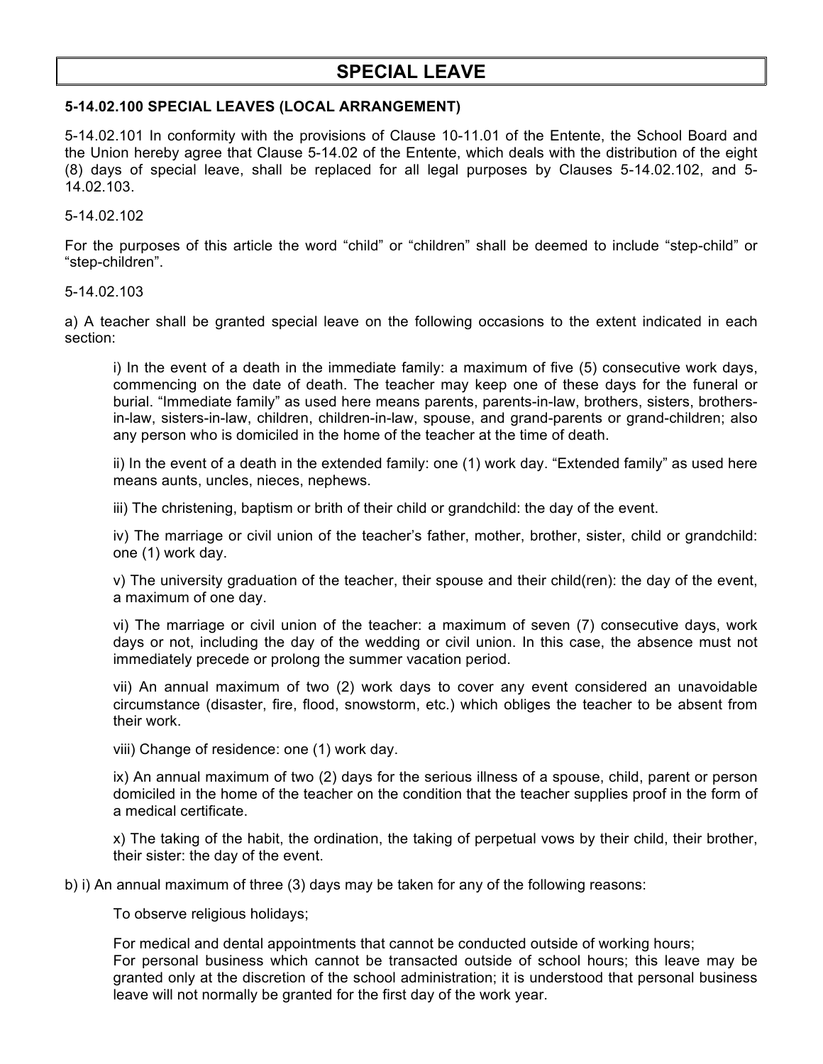# SPECIAL LEAVE

### 5-14.02.100 SPECIAL LEAVES (LOCAL ARRANGEMENT)

5-14.02.101 In conformity with the provisions of Clause 10-11.01 of the Entente, the School Board and the Union hereby agree that Clause 5-14.02 of the Entente, which deals with the distribution of the eight (8) days of special leave, shall be replaced for all legal purposes by Clauses 5-14.02.102, and 5-14.02.103.

5-14.02.102

For the purposes of this article the word "child" or "children" shall be deemed to include "step-child" or "step-children".

5-14.02.103

a) A teacher shall be granted special leave on the following occasions to the extent indicated in each section:

> i) In the event of a death in the immediate family: a maximum of five (5) consecutive work days, commencing on the date of death. The teacher may keep one of these days for the funeral or burial. "Immediate family" as used here means parents, parents-in-law, brothers, sisters, brothers-in-law, sisters-in-law, children, children-in-law, spouse, and grand-parents or grand-children; also any person who is domiciled in the home of the teacher at the time of death.
>
> ii) In the event of a death in the extended family: one (1) work day. "Extended family" as used here means aunts, uncles, nieces, nephews.
>
> iii) The christening, baptism or brith of their child or grandchild: the day of the event.
>
> iv) The marriage or civil union of the teacher's father, mother, brother, sister, child or grandchild: one (1) work day.
>
> v) The university graduation of the teacher, their spouse and their child(ren): the day of the event, a maximum of one day.
>
> vi) The marriage or civil union of the teacher: a maximum of seven (7) consecutive days, work days or not, including the day of the wedding or civil union. In this case, the absence must not immediately precede or prolong the summer vacation period.
>
> vii) An annual maximum of two (2) work days to cover any event considered an unavoidable circumstance (disaster, fire, flood, snowstorm, etc.) which obliges the teacher to be absent from their work.
>
> viii) Change of residence: one (1) work day.
>
> ix) An annual maximum of two (2) days for the serious illness of a spouse, child, parent or person domiciled in the home of the teacher on the condition that the teacher supplies proof in the form of a medical certificate.
>
> x) The taking of the habit, the ordination, the taking of perpetual vows by their child, their brother, their sister: the day of the event.

b) i) An annual maximum of three (3) days may be taken for any of the following reasons:

> To observe religious holidays;
>
> For medical and dental appointments that cannot be conducted outside of working hours;
> For personal business which cannot be transacted outside of school hours; this leave may be granted only at the discretion of the school administration; it is understood that personal business leave will not normally be granted for the first day of the work year.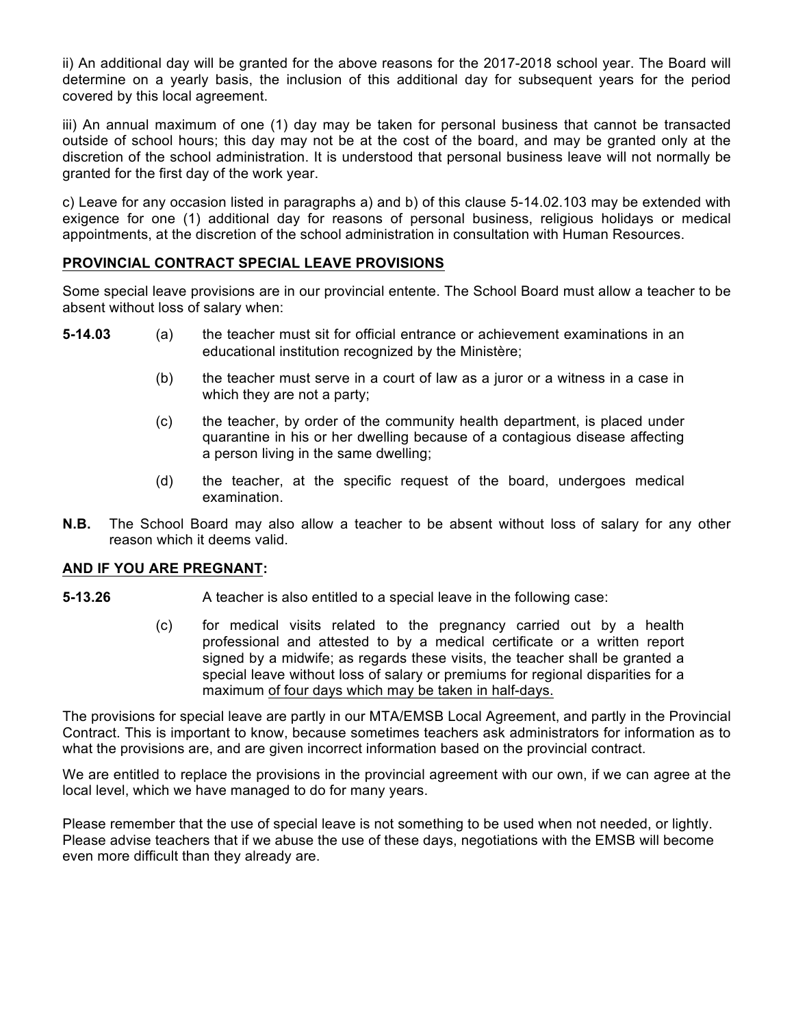ii) An additional day will be granted for the above reasons for the 2017-2018 school year. The Board will determine on a yearly basis, the inclusion of this additional day for subsequent years for the period covered by this local agreement.

iii) An annual maximum of one (1) day may be taken for personal business that cannot be transacted outside of school hours; this day may not be at the cost of the board, and may be granted only at the discretion of the school administration. It is understood that personal business leave will not normally be granted for the first day of the work year.

c) Leave for any occasion listed in paragraphs a) and b) of this clause 5-14.02.103 may be extended with exigence for one (1) additional day for reasons of personal business, religious holidays or medical appointments, at the discretion of the school administration in consultation with Human Resources.

## **PROVINCIAL CONTRACT SPECIAL LEAVE PROVISIONS**

Some special leave provisions are in our provincial entente. The School Board must allow a teacher to be absent without loss of salary when:

**5-14.03**

(a) the teacher must sit for official entrance or achievement examinations in an educational institution recognized by the Ministère;

(b) the teacher must serve in a court of law as a juror or a witness in a case in which they are not a party;

(c) the teacher, by order of the community health department, is placed under quarantine in his or her dwelling because of a contagious disease affecting a person living in the same dwelling;

(d) the teacher, at the specific request of the board, undergoes medical examination.

**N.B.** The School Board may also allow a teacher to be absent without loss of salary for any other reason which it deems valid.

## **AND IF YOU ARE PREGNANT:**

**5-13.26** A teacher is also entitled to a special leave in the following case:

(c) for medical visits related to the pregnancy carried out by a health professional and attested to by a medical certificate or a written report signed by a midwife; as regards these visits, the teacher shall be granted a special leave without loss of salary or premiums for regional disparities for a maximum of four days which may be taken in half-days.

The provisions for special leave are partly in our MTA/EMSB Local Agreement, and partly in the Provincial Contract. This is important to know, because sometimes teachers ask administrators for information as to what the provisions are, and are given incorrect information based on the provincial contract.

We are entitled to replace the provisions in the provincial agreement with our own, if we can agree at the local level, which we have managed to do for many years.

Please remember that the use of special leave is not something to be used when not needed, or lightly. Please advise teachers that if we abuse the use of these days, negotiations with the EMSB will become even more difficult than they already are.